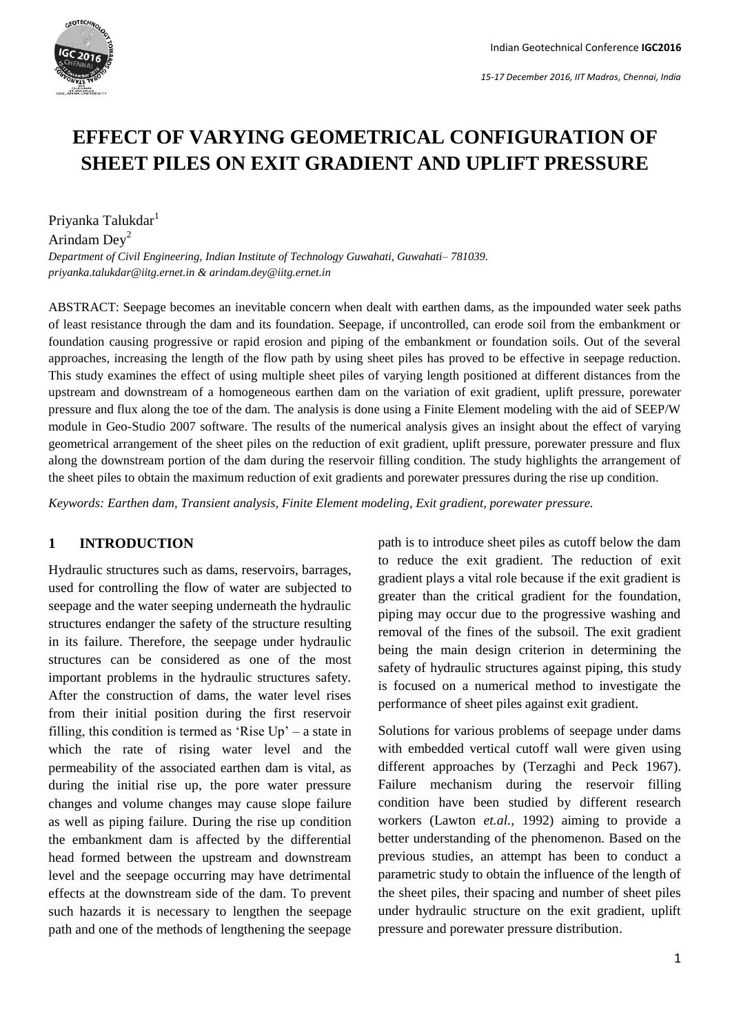# EFFECT OF VARYING GEOMETRICAL CONFIGURATION OF SHEET PILES ON EXIT GRADIENT AND UPLIFT PRESSURE

Priyanka Talukdar[1]
Arindam Dey[2]

*Department of Civil Engineering, Indian Institute of Technology Guwahati, Guwahati– 781039.*
*priyanka.talukdar@iitg.ernet.in & arindam.dey@iitg.ernet.in*

ABSTRACT: Seepage becomes an inevitable concern when dealt with earthen dams, as the impounded water seek paths of least resistance through the dam and its foundation. Seepage, if uncontrolled, can erode soil from the embankment or foundation causing progressive or rapid erosion and piping of the embankment or foundation soils. Out of the several approaches, increasing the length of the flow path by using sheet piles has proved to be effective in seepage reduction. This study examines the effect of using multiple sheet piles of varying length positioned at different distances from the upstream and downstream of a homogeneous earthen dam on the variation of exit gradient, uplift pressure, porewater pressure and flux along the toe of the dam. The analysis is done using a Finite Element modeling with the aid of SEEP/W module in Geo-Studio 2007 software. The results of the numerical analysis gives an insight about the effect of varying geometrical arrangement of the sheet piles on the reduction of exit gradient, uplift pressure, porewater pressure and flux along the downstream portion of the dam during the reservoir filling condition. The study highlights the arrangement of the sheet piles to obtain the maximum reduction of exit gradients and porewater pressures during the rise up condition.

*Keywords: Earthen dam, Transient analysis, Finite Element modeling, Exit gradient, porewater pressure.*

## 1 INTRODUCTION

Hydraulic structures such as dams, reservoirs, barrages, used for controlling the flow of water are subjected to seepage and the water seeping underneath the hydraulic structures endanger the safety of the structure resulting in its failure. Therefore, the seepage under hydraulic structures can be considered as one of the most important problems in the hydraulic structures safety. After the construction of dams, the water level rises from their initial position during the first reservoir filling, this condition is termed as 'Rise Up' – a state in which the rate of rising water level and the permeability of the associated earthen dam is vital, as during the initial rise up, the pore water pressure changes and volume changes may cause slope failure as well as piping failure. During the rise up condition the embankment dam is affected by the differential head formed between the upstream and downstream level and the seepage occurring may have detrimental effects at the downstream side of the dam. To prevent such hazards it is necessary to lengthen the seepage path and one of the methods of lengthening the seepage path is to introduce sheet piles as cutoff below the dam to reduce the exit gradient. The reduction of exit gradient plays a vital role because if the exit gradient is greater than the critical gradient for the foundation, piping may occur due to the progressive washing and removal of the fines of the subsoil. The exit gradient being the main design criterion in determining the safety of hydraulic structures against piping, this study is focused on a numerical method to investigate the performance of sheet piles against exit gradient.

Solutions for various problems of seepage under dams with embedded vertical cutoff wall were given using different approaches by (Terzaghi and Peck 1967). Failure mechanism during the reservoir filling condition have been studied by different research workers (Lawton *et.al.,* 1992) aiming to provide a better understanding of the phenomenon. Based on the previous studies, an attempt has been to conduct a parametric study to obtain the influence of the length of the sheet piles, their spacing and number of sheet piles under hydraulic structure on the exit gradient, uplift pressure and porewater pressure distribution.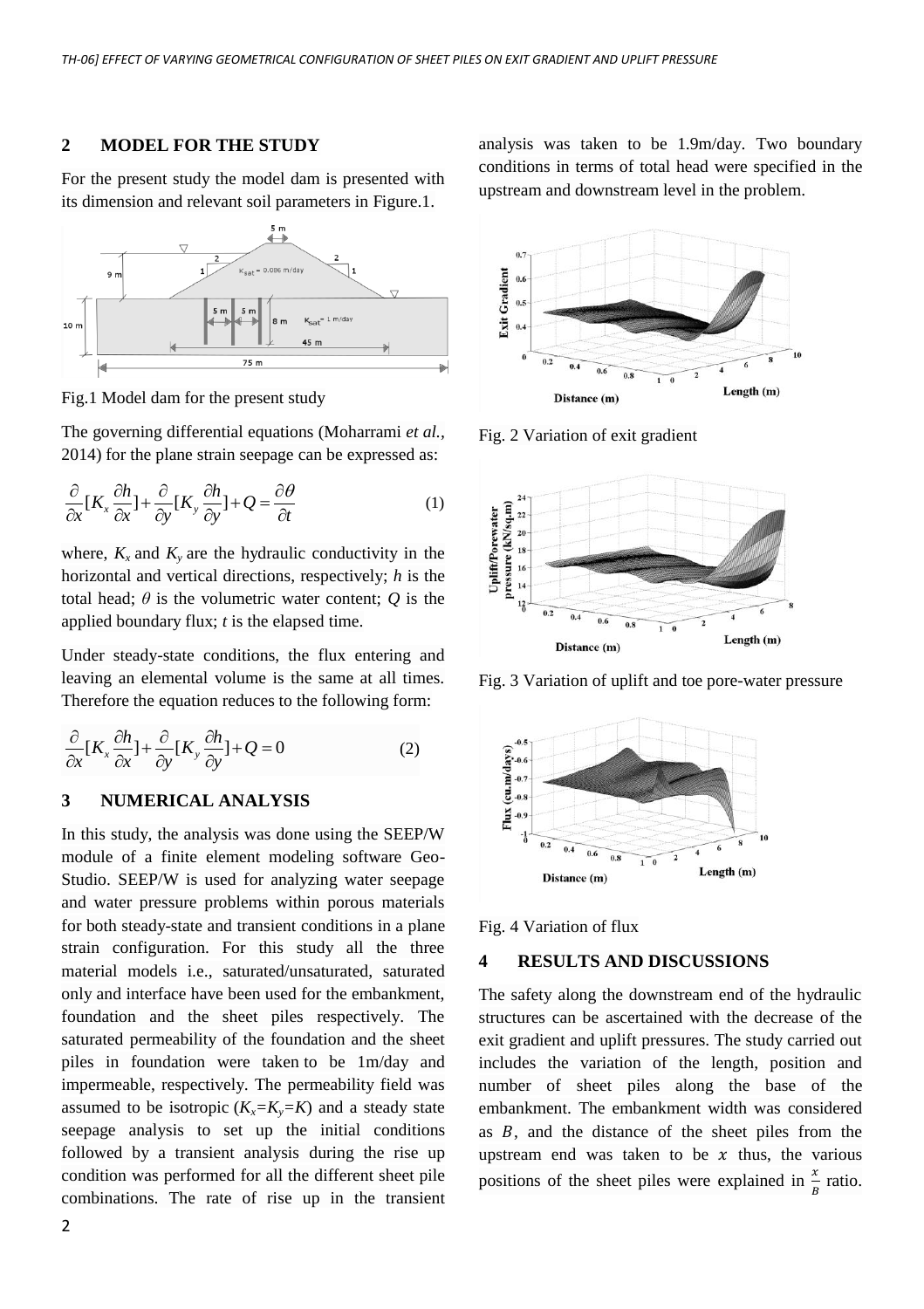## 2 MODEL FOR THE STUDY

For the present study the model dam is presented with its dimension and relevant soil parameters in Figure.1.

Fig.1 Model dam for the present study

The governing differential equations (Moharrami *et al.,* 2014) for the plane strain seepage can be expressed as:

$$\frac{\partial}{\partial x}[K_x \frac{\partial h}{\partial x}] + \frac{\partial}{\partial y}[K_y \frac{\partial h}{\partial y}] + Q = \frac{\partial \theta}{\partial t} \tag{1}$$

where, $K_x$ and $K_y$ are the hydraulic conductivity in the horizontal and vertical directions, respectively; $h$ is the total head; $\theta$ is the volumetric water content; $Q$ is the applied boundary flux; $t$ is the elapsed time.

Under steady-state conditions, the flux entering and leaving an elemental volume is the same at all times. Therefore the equation reduces to the following form:

$$\frac{\partial}{\partial x}[K_x \frac{\partial h}{\partial x}] + \frac{\partial}{\partial y}[K_y \frac{\partial h}{\partial y}] + Q = 0 \tag{2}$$

## 3 NUMERICAL ANALYSIS

In this study, the analysis was done using the SEEP/W module of a finite element modeling software Geo-Studio. SEEP/W is used for analyzing water seepage and water pressure problems within porous materials for both steady-state and transient conditions in a plane strain configuration. For this study all the three material models i.e., saturated/unsaturated, saturated only and interface have been used for the embankment, foundation and the sheet piles respectively. The saturated permeability of the foundation and the sheet piles in foundation were taken to be 1m/day and impermeable, respectively. The permeability field was assumed to be isotropic ($K_x$=$K_y$=$K$) and a steady state seepage analysis to set up the initial conditions followed by a transient analysis during the rise up condition was performed for all the different sheet pile combinations. The rate of rise up in the transient analysis was taken to be 1.9m/day. Two boundary conditions in terms of total head were specified in the upstream and downstream level in the problem.

Fig. 2 Variation of exit gradient

Fig. 3 Variation of uplift and toe pore-water pressure

Fig. 4 Variation of flux

## 4 RESULTS AND DISCUSSIONS

The safety along the downstream end of the hydraulic structures can be ascertained with the decrease of the exit gradient and uplift pressures. The study carried out includes the variation of the length, position and number of sheet piles along the base of the embankment. The embankment width was considered as $B$, and the distance of the sheet piles from the upstream end was taken to be $x$ thus, the various positions of the sheet piles were explained in $\frac{x}{B}$ ratio.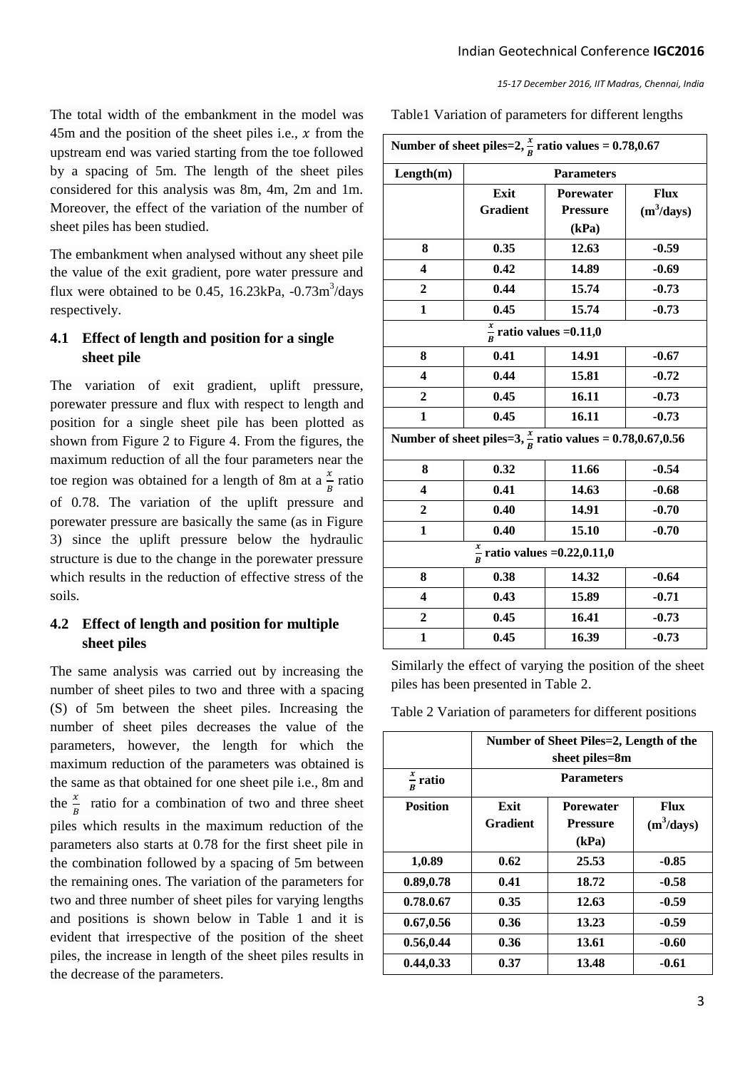The total width of the embankment in the model was 45m and the position of the sheet piles i.e., $x$ from the upstream end was varied starting from the toe followed by a spacing of 5m. The length of the sheet piles considered for this analysis was 8m, 4m, 2m and 1m. Moreover, the effect of the variation of the number of sheet piles has been studied.

The embankment when analysed without any sheet pile the value of the exit gradient, pore water pressure and flux were obtained to be 0.45, 16.23kPa, -0.73m$^3$/days respectively.

### 4.1 Effect of length and position for a single sheet pile

The variation of exit gradient, uplift pressure, porewater pressure and flux with respect to length and position for a single sheet pile has been plotted as shown from Figure 2 to Figure 4. From the figures, the maximum reduction of all the four parameters near the toe region was obtained for a length of 8m at a $\frac{x}{B}$ ratio of 0.78. The variation of the uplift pressure and porewater pressure are basically the same (as in Figure 3) since the uplift pressure below the hydraulic structure is due to the change in the porewater pressure which results in the reduction of effective stress of the soils.

### 4.2 Effect of length and position for multiple sheet piles

The same analysis was carried out by increasing the number of sheet piles to two and three with a spacing (S) of 5m between the sheet piles. Increasing the number of sheet piles decreases the value of the parameters, however, the length for which the maximum reduction of the parameters was obtained is the same as that obtained for one sheet pile i.e., 8m and the $\frac{x}{B}$ ratio for a combination of two and three sheet piles which results in the maximum reduction of the parameters also starts at 0.78 for the first sheet pile in the combination followed by a spacing of 5m between the remaining ones. The variation of the parameters for two and three number of sheet piles for varying lengths and positions is shown below in Table 1 and it is evident that irrespective of the position of the sheet piles, the increase in length of the sheet piles results in the decrease of the parameters.

Table1 Variation of parameters for different lengths

| **Number of sheet piles=2, $\frac{x}{B}$ ratio values = 0.78,0.67** | | | |
|---|---|---|---|
| **Length(m)** | **Parameters** | | |
| | **Exit Gradient** | **Porewater Pressure (kPa)** | **Flux (m$^3$/days)** |
| **8** | **0.35** | **12.63** | **-0.59** |
| **4** | **0.42** | **14.89** | **-0.69** |
| **2** | **0.44** | **15.74** | **-0.73** |
| **1** | **0.45** | **15.74** | **-0.73** |
| **$\frac{x}{B}$ ratio values =0.11,0** | | | |
| **8** | **0.41** | **14.91** | **-0.67** |
| **4** | **0.44** | **15.81** | **-0.72** |
| **2** | **0.45** | **16.11** | **-0.73** |
| **1** | **0.45** | **16.11** | **-0.73** |
| **Number of sheet piles=3, $\frac{x}{B}$ ratio values = 0.78,0.67,0.56** | | | |
| **8** | **0.32** | **11.66** | **-0.54** |
| **4** | **0.41** | **14.63** | **-0.68** |
| **2** | **0.40** | **14.91** | **-0.70** |
| **1** | **0.40** | **15.10** | **-0.70** |
| **$\frac{x}{B}$ ratio values =0.22,0.11,0** | | | |
| **8** | **0.38** | **14.32** | **-0.64** |
| **4** | **0.43** | **15.89** | **-0.71** |
| **2** | **0.45** | **16.41** | **-0.73** |
| **1** | **0.45** | **16.39** | **-0.73** |

Similarly the effect of varying the position of the sheet piles has been presented in Table 2.

Table 2 Variation of parameters for different positions

| | **Number of Sheet Piles=2, Length of the sheet piles=8m** | | |
|---|---|---|---|
| **$\frac{x}{B}$ ratio** | **Parameters** | | |
| **Position** | **Exit Gradient** | **Porewater Pressure (kPa)** | **Flux (m$^3$/days)** |
| **1,0.89** | **0.62** | **25.53** | **-0.85** |
| **0.89,0.78** | **0.41** | **18.72** | **-0.58** |
| **0.78.0.67** | **0.35** | **12.63** | **-0.59** |
| **0.67,0.56** | **0.36** | **13.23** | **-0.59** |
| **0.56,0.44** | **0.36** | **13.61** | **-0.60** |
| **0.44,0.33** | **0.37** | **13.48** | **-0.61** |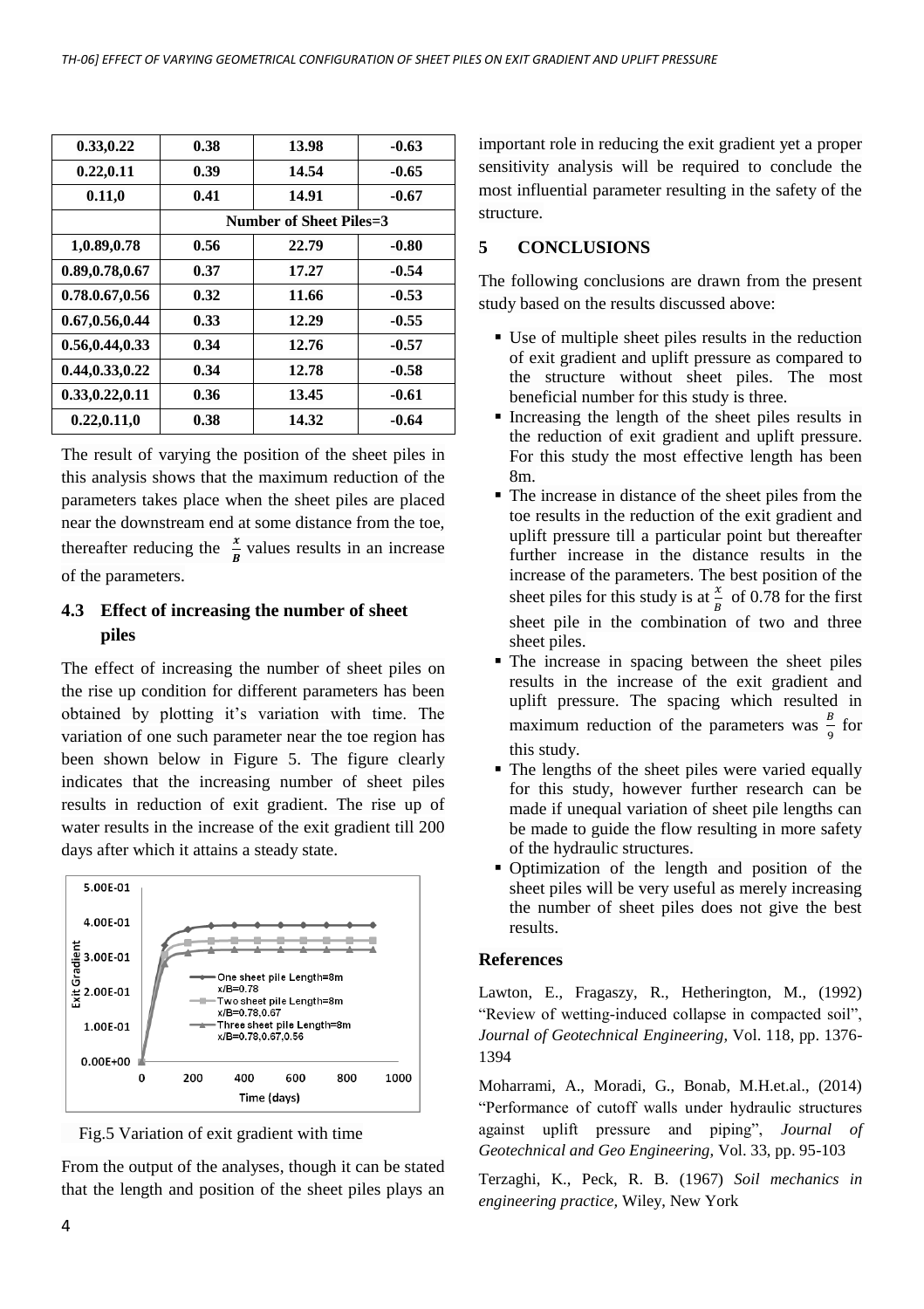| | | | |
|---|---|---|---|
| 0.33,0.22 | 0.38 | 13.98 | -0.63 |
| 0.22,0.11 | 0.39 | 14.54 | -0.65 |
| 0.11,0 | 0.41 | 14.91 | -0.67 |
| | Number of Sheet Piles=3 | | |
| 1,0.89,0.78 | 0.56 | 22.79 | -0.80 |
| 0.89,0.78,0.67 | 0.37 | 17.27 | -0.54 |
| 0.78.0.67,0.56 | 0.32 | 11.66 | -0.53 |
| 0.67,0.56,0.44 | 0.33 | 12.29 | -0.55 |
| 0.56,0.44,0.33 | 0.34 | 12.76 | -0.57 |
| 0.44,0.33,0.22 | 0.34 | 12.78 | -0.58 |
| 0.33,0.22,0.11 | 0.36 | 13.45 | -0.61 |
| 0.22,0.11,0 | 0.38 | 14.32 | -0.64 |

The result of varying the position of the sheet piles in this analysis shows that the maximum reduction of the parameters takes place when the sheet piles are placed near the downstream end at some distance from the toe, thereafter reducing the $\frac{x}{B}$ values results in an increase of the parameters.

## 4.3 Effect of increasing the number of sheet piles

The effect of increasing the number of sheet piles on the rise up condition for different parameters has been obtained by plotting it's variation with time. The variation of one such parameter near the toe region has been shown below in Figure 5. The figure clearly indicates that the increasing number of sheet piles results in reduction of exit gradient. The rise up of water results in the increase of the exit gradient till 200 days after which it attains a steady state.

5.00E-01
4.00E-01
3.00E-01
2.00E-01
1.00E-01
0.00E+00
Exit Gradient
0
200
400
600
800
1000
Time (days)
One sheet pile Length=8m x/B=0.78
Two sheet pile Length=8m x/B=0.78,0.67
Three sheet pile Length=8m x/B=0.78,0.67,0.56

Fig.5 Variation of exit gradient with time

From the output of the analyses, though it can be stated that the length and position of the sheet piles plays an important role in reducing the exit gradient yet a proper sensitivity analysis will be required to conclude the most influential parameter resulting in the safety of the structure.

## 5 CONCLUSIONS

The following conclusions are drawn from the present study based on the results discussed above:

- Use of multiple sheet piles results in the reduction of exit gradient and uplift pressure as compared to the structure without sheet piles. The most beneficial number for this study is three.
- Increasing the length of the sheet piles results in the reduction of exit gradient and uplift pressure. For this study the most effective length has been 8m.
- The increase in distance of the sheet piles from the toe results in the reduction of the exit gradient and uplift pressure till a particular point but thereafter further increase in the distance results in the increase of the parameters. The best position of the sheet piles for this study is at $\frac{x}{B}$ of 0.78 for the first sheet pile in the combination of two and three sheet piles.
- The increase in spacing between the sheet piles results in the increase of the exit gradient and uplift pressure. The spacing which resulted in maximum reduction of the parameters was $\frac{B}{9}$ for this study.
- The lengths of the sheet piles were varied equally for this study, however further research can be made if unequal variation of sheet pile lengths can be made to guide the flow resulting in more safety of the hydraulic structures.
- Optimization of the length and position of the sheet piles will be very useful as merely increasing the number of sheet piles does not give the best results.

### References

Lawton, E., Fragaszy, R., Hetherington, M., (1992) "Review of wetting-induced collapse in compacted soil", *Journal of Geotechnical Engineering*, Vol. 118, pp. 1376-1394

Moharrami, A., Moradi, G., Bonab, M.H.et.al., (2014) "Performance of cutoff walls under hydraulic structures against uplift pressure and piping", *Journal of Geotechnical and Geo Engineering,* Vol. 33, pp. 95-103

Terzaghi, K., Peck, R. B. (1967) *Soil mechanics in engineering practice*, Wiley, New York